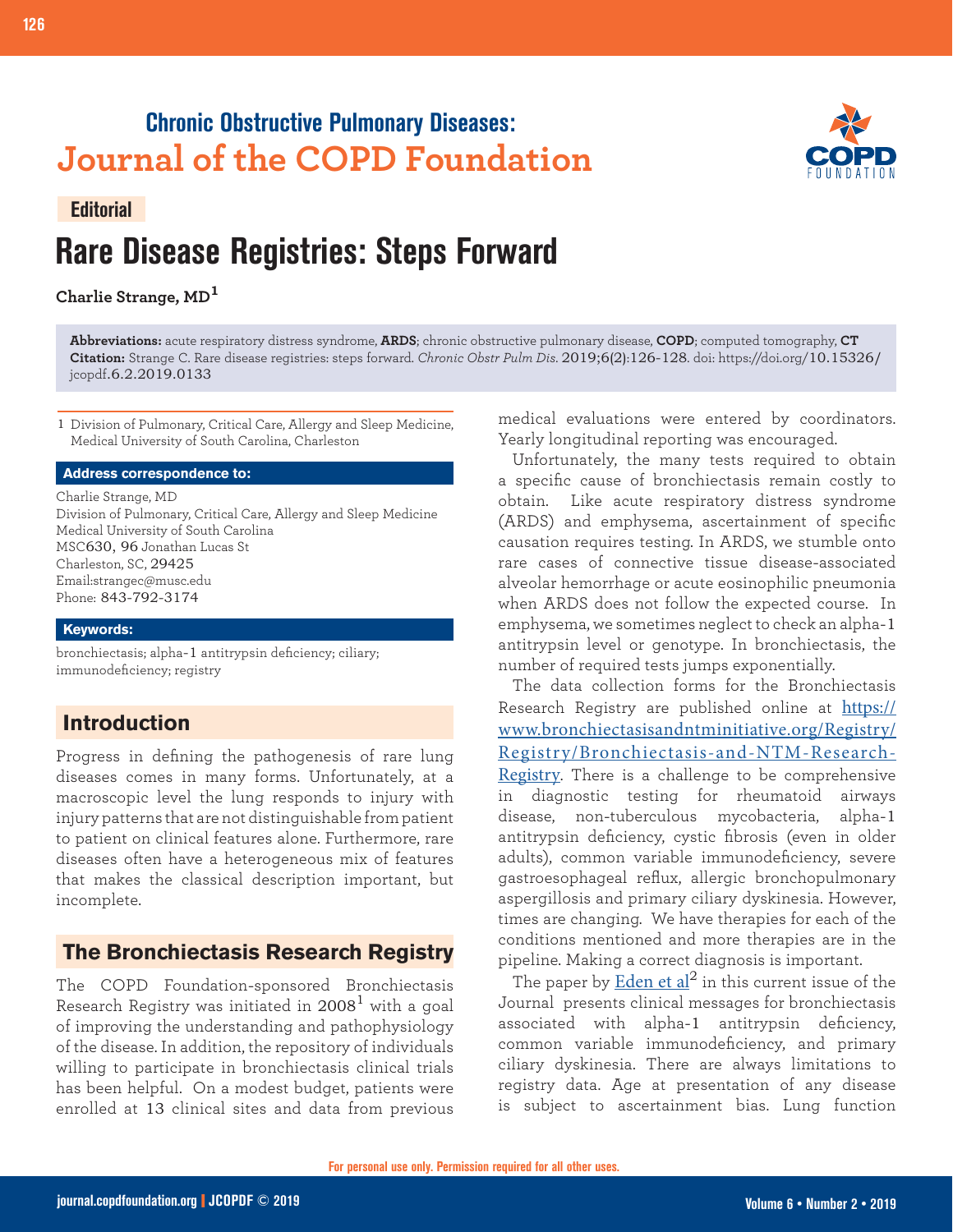**Chronic Obstructive Pulmonary Diseases:**
**Journal of the COPD Foundation**

**Editorial**

# Rare Disease Registries: Steps Forward

**Charlie Strange, MD[1]**

**Abbreviations:** acute respiratory distress syndrome, **ARDS**; chronic obstructive pulmonary disease, **COPD**; computed tomography, **CT**
**Citation:** Strange C. Rare disease registries: steps forward. *Chronic Obstr Pulm Dis*. 2019;6(2):126-128. doi: https://doi.org/10.15326/jcopdf.6.2.2019.0133

1 Division of Pulmonary, Critical Care, Allergy and Sleep Medicine, Medical University of South Carolina, Charleston

**Address correspondence to:**

Charlie Strange, MD
Division of Pulmonary, Critical Care, Allergy and Sleep Medicine
Medical University of South Carolina
MSC630, 96 Jonathan Lucas St
Charleston, SC, 29425
Email:strangec@musc.edu
Phone: 843-792-3174

**Keywords:**

bronchiectasis; alpha-1 antitrypsin deficiency; ciliary; immunodeficiency; registry

## Introduction

Progress in defining the pathogenesis of rare lung diseases comes in many forms. Unfortunately, at a macroscopic level the lung responds to injury with injury patterns that are not distinguishable from patient to patient on clinical features alone. Furthermore, rare diseases often have a heterogeneous mix of features that makes the classical description important, but incomplete.

## The Bronchiectasis Research Registry

The COPD Foundation-sponsored Bronchiectasis Research Registry was initiated in 2008[1] with a goal of improving the understanding and pathophysiology of the disease. In addition, the repository of individuals willing to participate in bronchiectasis clinical trials has been helpful. On a modest budget, patients were enrolled at 13 clinical sites and data from previous medical evaluations were entered by coordinators. Yearly longitudinal reporting was encouraged.

Unfortunately, the many tests required to obtain a specific cause of bronchiectasis remain costly to obtain. Like acute respiratory distress syndrome (ARDS) and emphysema, ascertainment of specific causation requires testing. In ARDS, we stumble onto rare cases of connective tissue disease-associated alveolar hemorrhage or acute eosinophilic pneumonia when ARDS does not follow the expected course. In emphysema, we sometimes neglect to check an alpha-1 antitrypsin level or genotype. In bronchiectasis, the number of required tests jumps exponentially.

The data collection forms for the Bronchiectasis Research Registry are published online at https://www.bronchiectasisandntminitiative.org/Registry/Registry/Bronchiectasis-and-NTM-Research-Registry. There is a challenge to be comprehensive in diagnostic testing for rheumatoid airways disease, non-tuberculous mycobacteria, alpha-1 antitrypsin deficiency, cystic fibrosis (even in older adults), common variable immunodeficiency, severe gastroesophageal reflux, allergic bronchopulmonary aspergillosis and primary ciliary dyskinesia. However, times are changing. We have therapies for each of the conditions mentioned and more therapies are in the pipeline. Making a correct diagnosis is important.

The paper by Eden et al[2] in this current issue of the Journal presents clinical messages for bronchiectasis associated with alpha-1 antitrypsin deficiency, common variable immunodeficiency, and primary ciliary dyskinesia. There are always limitations to registry data. Age at presentation of any disease is subject to ascertainment bias. Lung function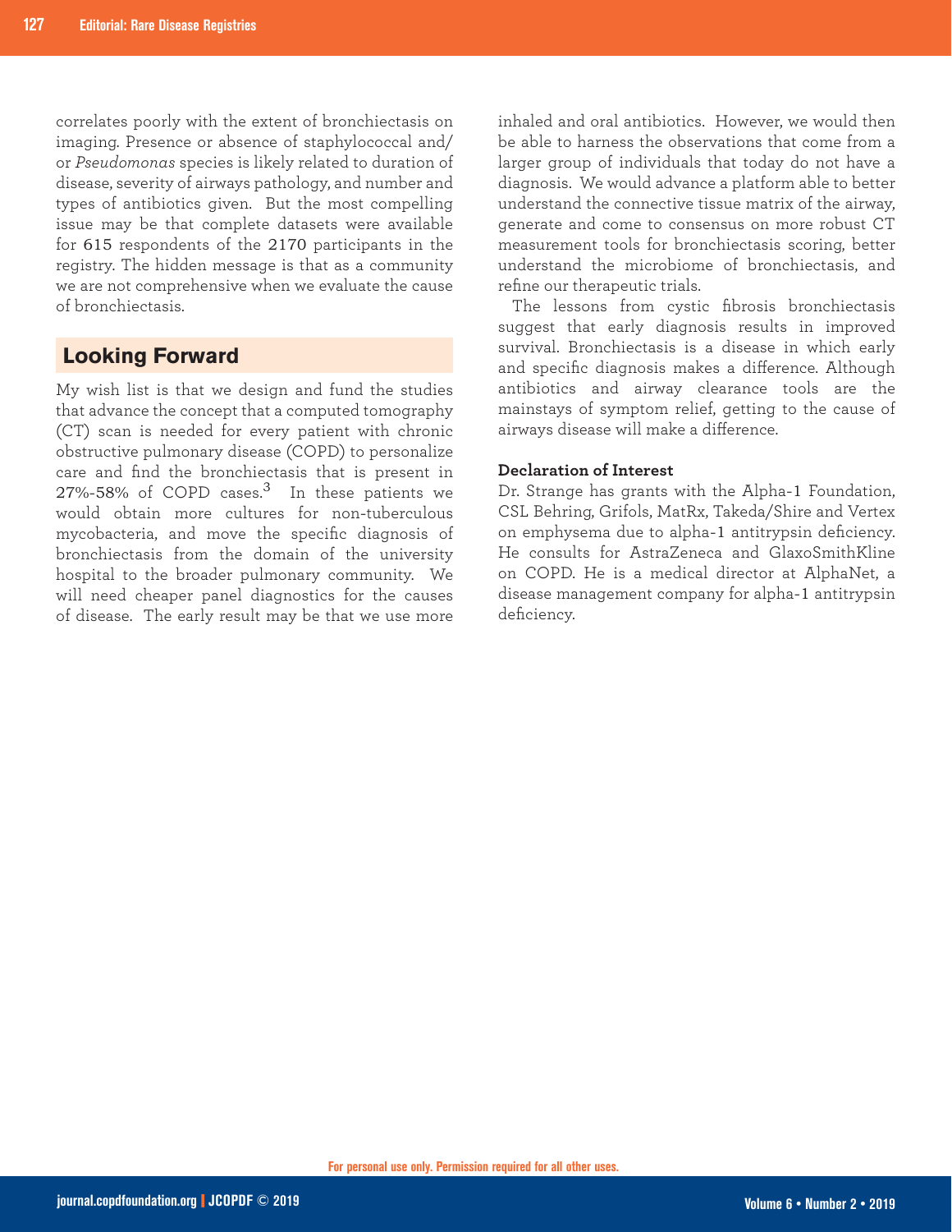correlates poorly with the extent of bronchiectasis on imaging. Presence or absence of staphylococcal and/or *Pseudomonas* species is likely related to duration of disease, severity of airways pathology, and number and types of antibiotics given. But the most compelling issue may be that complete datasets were available for 615 respondents of the 2170 participants in the registry. The hidden message is that as a community we are not comprehensive when we evaluate the cause of bronchiectasis.

## Looking Forward

My wish list is that we design and fund the studies that advance the concept that a computed tomography (CT) scan is needed for every patient with chronic obstructive pulmonary disease (COPD) to personalize care and find the bronchiectasis that is present in 27%-58% of COPD cases.[3] In these patients we would obtain more cultures for non-tuberculous mycobacteria, and move the specific diagnosis of bronchiectasis from the domain of the university hospital to the broader pulmonary community. We will need cheaper panel diagnostics for the causes of disease. The early result may be that we use more inhaled and oral antibiotics. However, we would then be able to harness the observations that come from a larger group of individuals that today do not have a diagnosis. We would advance a platform able to better understand the connective tissue matrix of the airway, generate and come to consensus on more robust CT measurement tools for bronchiectasis scoring, better understand the microbiome of bronchiectasis, and refine our therapeutic trials.

The lessons from cystic fibrosis bronchiectasis suggest that early diagnosis results in improved survival. Bronchiectasis is a disease in which early and specific diagnosis makes a difference. Although antibiotics and airway clearance tools are the mainstays of symptom relief, getting to the cause of airways disease will make a difference.

### Declaration of Interest

Dr. Strange has grants with the Alpha-1 Foundation, CSL Behring, Grifols, MatRx, Takeda/Shire and Vertex on emphysema due to alpha-1 antitrypsin deficiency. He consults for AstraZeneca and GlaxoSmithKline on COPD. He is a medical director at AlphaNet, a disease management company for alpha-1 antitrypsin deficiency.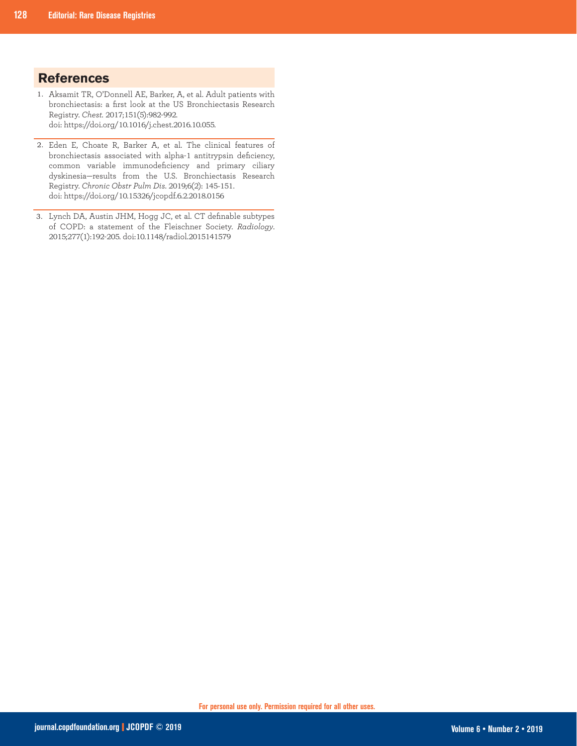## References

1. Aksamit TR, O'Donnell AE, Barker, A, et al. Adult patients with bronchiectasis: a first look at the US Bronchiectasis Research Registry. *Chest*. 2017;151(5):982-992. doi: https://doi.org/10.1016/j.chest.2016.10.055.

2. Eden E, Choate R, Barker A, et al. The clinical features of bronchiectasis associated with alpha-1 antitrypsin deficiency, common variable immunodeficiency and primary ciliary dyskinesia—results from the U.S. Bronchiectasis Research Registry. *Chronic Obstr Pulm Dis*. 2019;6(2): 145-151. doi: https://doi.org/10.15326/jcopdf.6.2.2018.0156

3. Lynch DA, Austin JHM, Hogg JC, et al. CT definable subtypes of COPD: a statement of the Fleischner Society. *Radiology*. 2015;277(1):192-205. doi:10.1148/radiol.2015141579